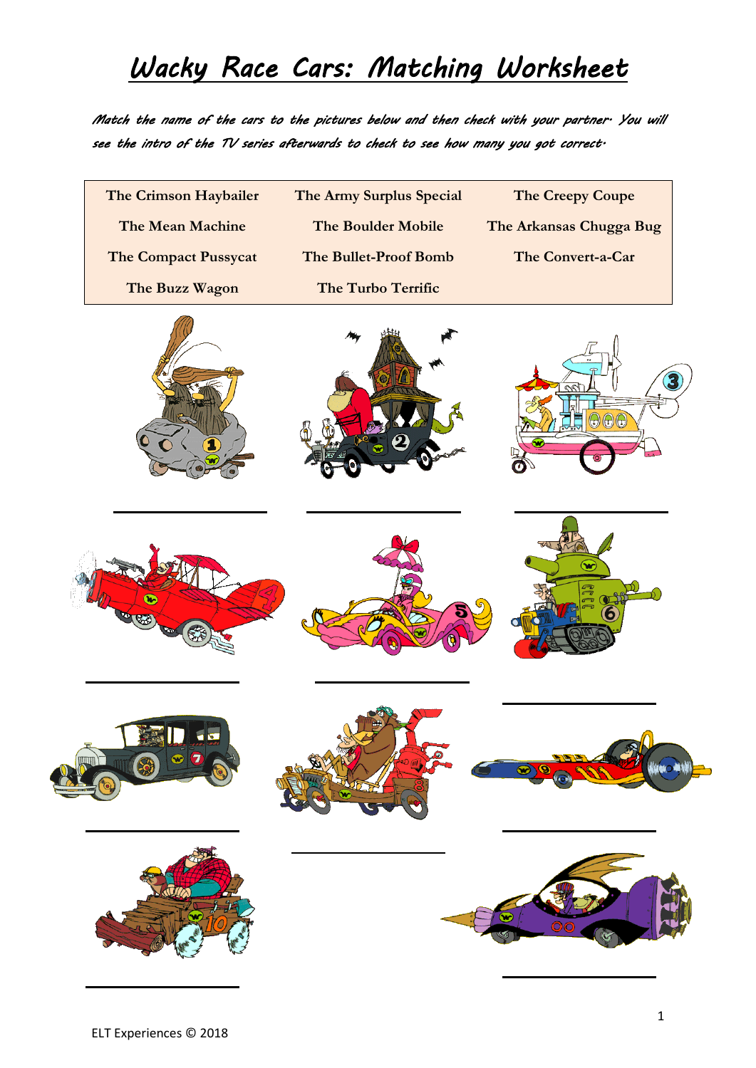# Wacky Race Cars: Matching Worksheet

*Match the name of the cars to the pictures below and then check with your partner. You will see the intro of the TV series afterwards to check to see how many you got correct.*

| | | |
|---|---|---|
| **The Crimson Haybailer** | **The Army Surplus Special** | **The Creepy Coupe** |
| **The Mean Machine** | **The Boulder Mobile** | **The Arkansas Chugga Bug** |
| **The Compact Pussycat** | **The Bullet-Proof Bomb** | **The Convert-a-Car** |
| **The Buzz Wagon** | **The Turbo Terrific** | |

1. ____________
2. ____________
3. ____________
4. ____________
5. ____________
6. ____________
7. ____________
8. ____________
9. ____________
10. ____________
00. ____________

ELT Experiences © 2018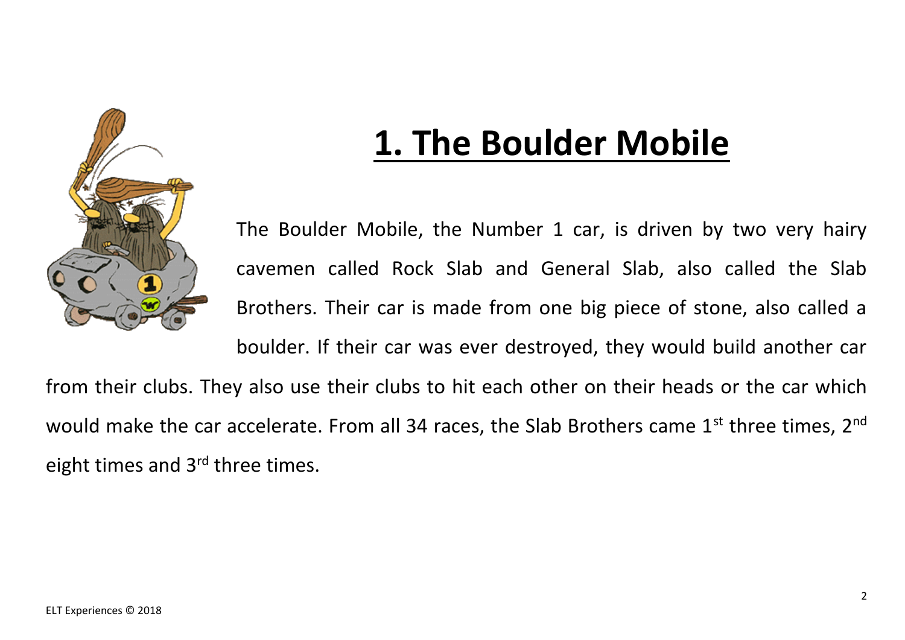# 1. The Boulder Mobile

The Boulder Mobile, the Number 1 car, is driven by two very hairy cavemen called Rock Slab and General Slab, also called the Slab Brothers. Their car is made from one big piece of stone, also called a boulder. If their car was ever destroyed, they would build another car from their clubs. They also use their clubs to hit each other on their heads or the car which would make the car accelerate. From all 34 races, the Slab Brothers came 1st three times, 2nd eight times and 3rd three times.

ELT Experiences © 2018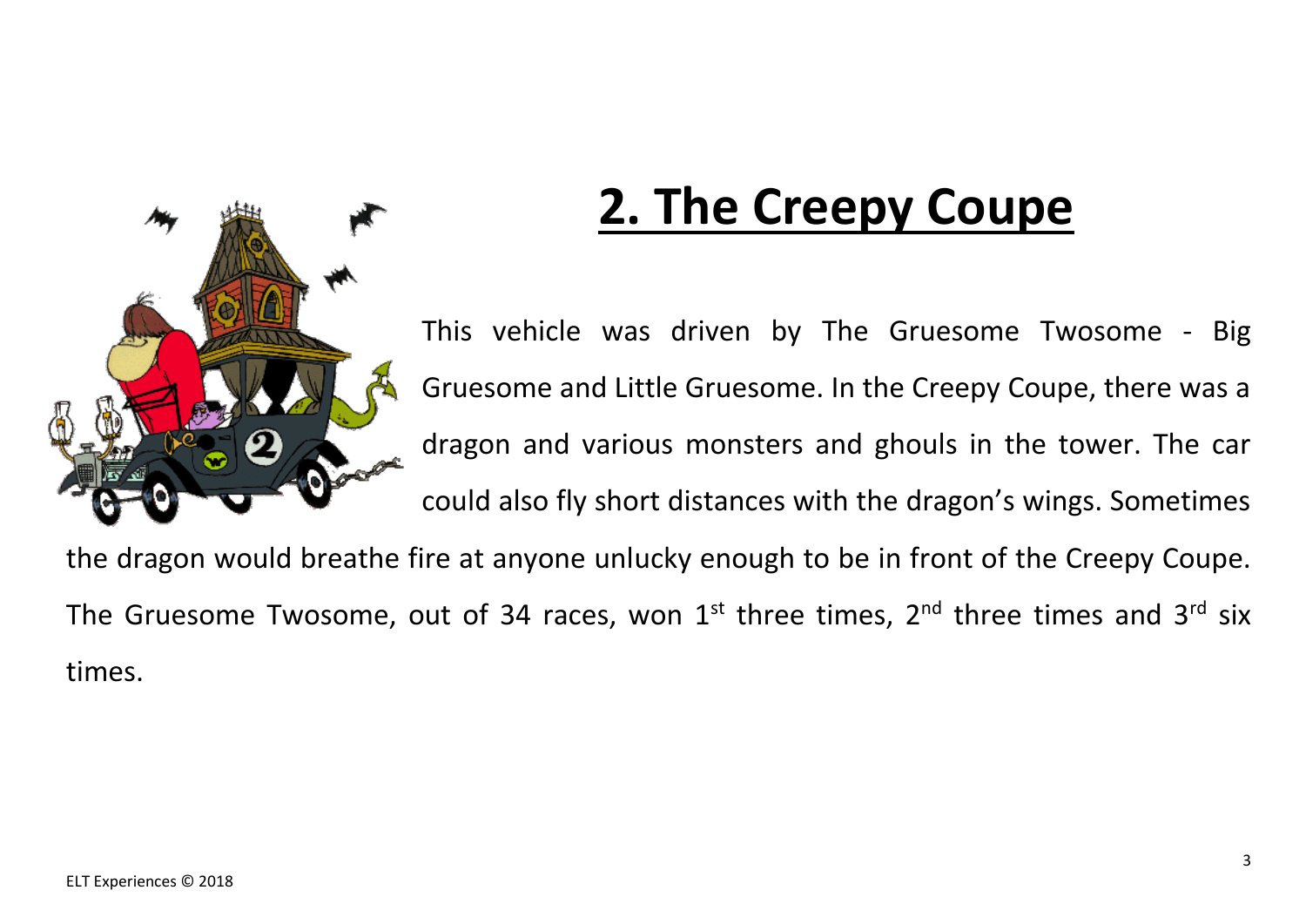## 2. The Creepy Coupe

This vehicle was driven by The Gruesome Twosome - Big Gruesome and Little Gruesome. In the Creepy Coupe, there was a dragon and various monsters and ghouls in the tower. The car could also fly short distances with the dragon's wings. Sometimes the dragon would breathe fire at anyone unlucky enough to be in front of the Creepy Coupe. The Gruesome Twosome, out of 34 races, won 1st three times, 2nd three times and 3rd six times.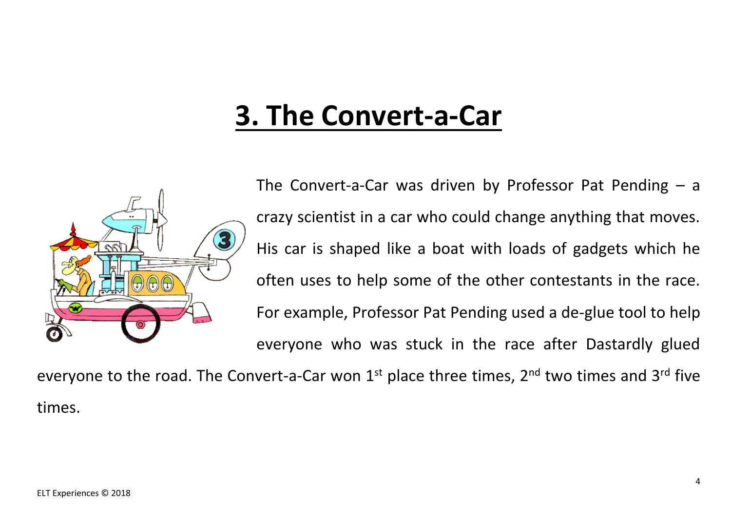# 3. The Convert-a-Car

The Convert-a-Car was driven by Professor Pat Pending – a crazy scientist in a car who could change anything that moves. His car is shaped like a boat with loads of gadgets which he often uses to help some of the other contestants in the race. For example, Professor Pat Pending used a de-glue tool to help everyone who was stuck in the race after Dastardly glued everyone to the road. The Convert-a-Car won 1st place three times, 2nd two times and 3rd five times.

ELT Experiences © 2018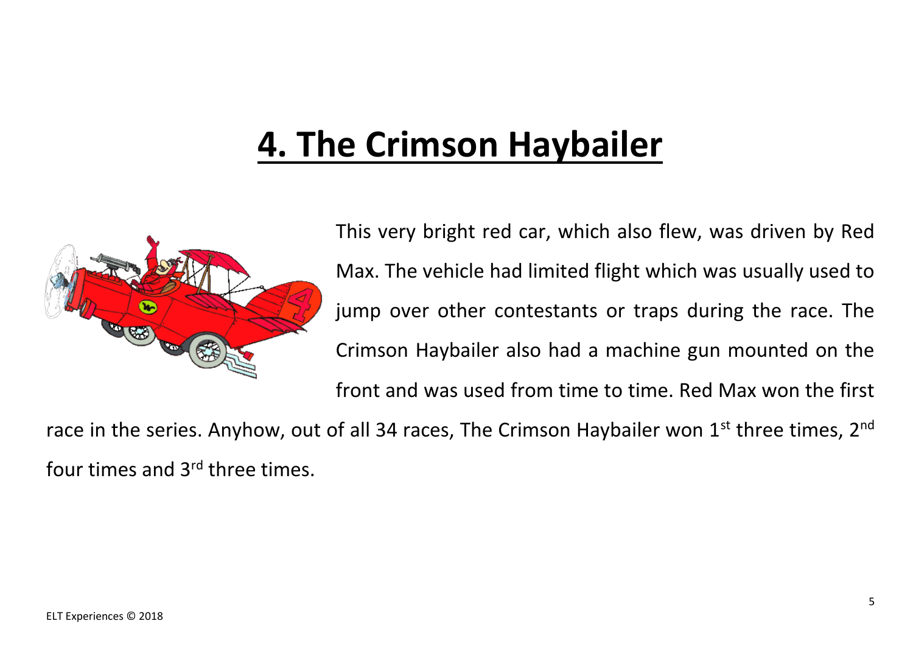# 4. The Crimson Haybailer

This very bright red car, which also flew, was driven by Red Max. The vehicle had limited flight which was usually used to jump over other contestants or traps during the race. The Crimson Haybailer also had a machine gun mounted on the front and was used from time to time. Red Max won the first race in the series. Anyhow, out of all 34 races, The Crimson Haybailer won 1st three times, 2nd four times and 3rd three times.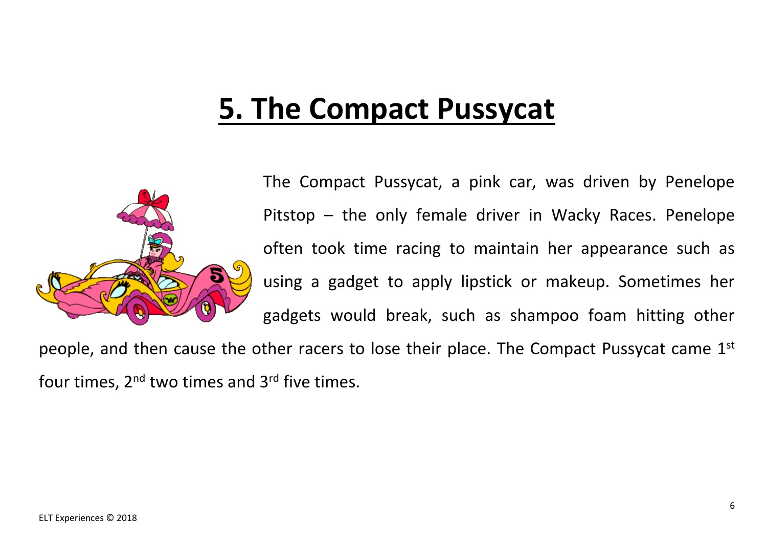# 5. The Compact Pussycat

The Compact Pussycat, a pink car, was driven by Penelope Pitstop – the only female driver in Wacky Races. Penelope often took time racing to maintain her appearance such as using a gadget to apply lipstick or makeup. Sometimes her gadgets would break, such as shampoo foam hitting other people, and then cause the other racers to lose their place. The Compact Pussycat came 1st four times, 2nd two times and 3rd five times.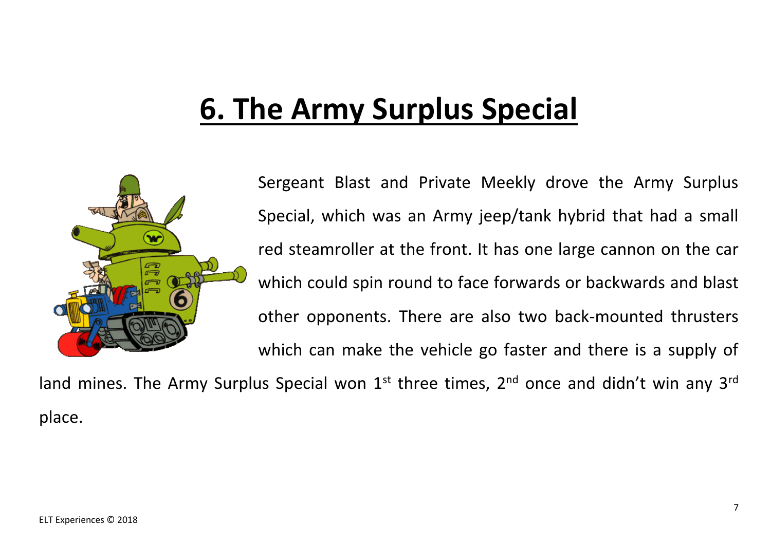# 6. The Army Surplus Special

Sergeant Blast and Private Meekly drove the Army Surplus Special, which was an Army jeep/tank hybrid that had a small red steamroller at the front. It has one large cannon on the car which could spin round to face forwards or backwards and blast other opponents. There are also two back-mounted thrusters which can make the vehicle go faster and there is a supply of land mines. The Army Surplus Special won 1st three times, 2nd once and didn't win any 3rd place.

ELT Experiences © 2018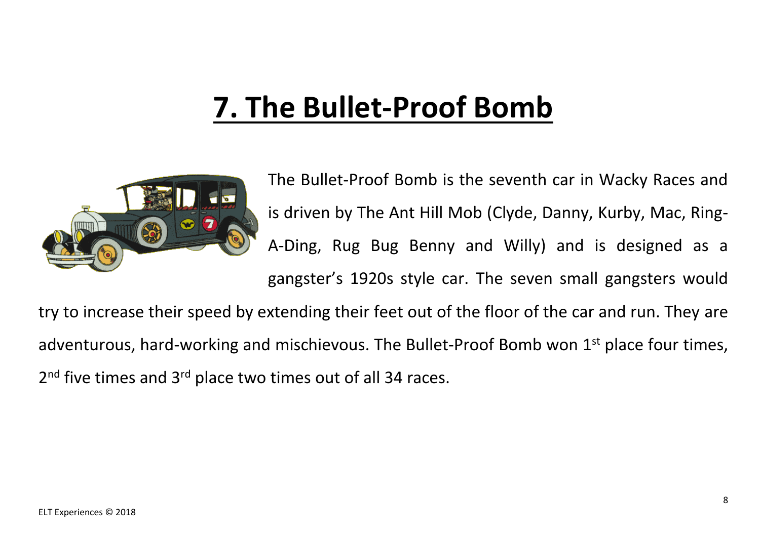# 7. The Bullet-Proof Bomb

The Bullet-Proof Bomb is the seventh car in Wacky Races and is driven by The Ant Hill Mob (Clyde, Danny, Kurby, Mac, Ring-A-Ding, Rug Bug Benny and Willy) and is designed as a gangster's 1920s style car. The seven small gangsters would try to increase their speed by extending their feet out of the floor of the car and run. They are adventurous, hard-working and mischievous. The Bullet-Proof Bomb won 1st place four times, 2nd five times and 3rd place two times out of all 34 races.

ELT Experiences © 2018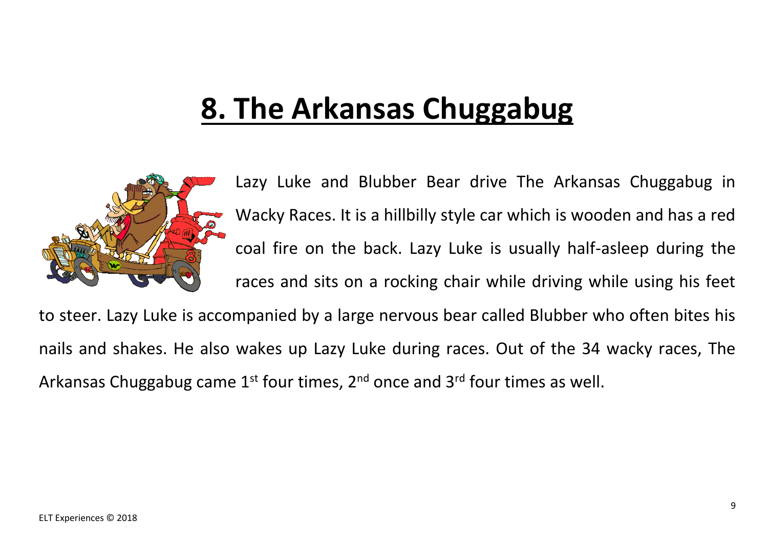# 8. The Arkansas Chuggabug

Lazy Luke and Blubber Bear drive The Arkansas Chuggabug in Wacky Races. It is a hillbilly style car which is wooden and has a red coal fire on the back. Lazy Luke is usually half-asleep during the races and sits on a rocking chair while driving while using his feet to steer. Lazy Luke is accompanied by a large nervous bear called Blubber who often bites his nails and shakes. He also wakes up Lazy Luke during races. Out of the 34 wacky races, The Arkansas Chuggabug came 1st four times, 2nd once and 3rd four times as well.

ELT Experiences © 2018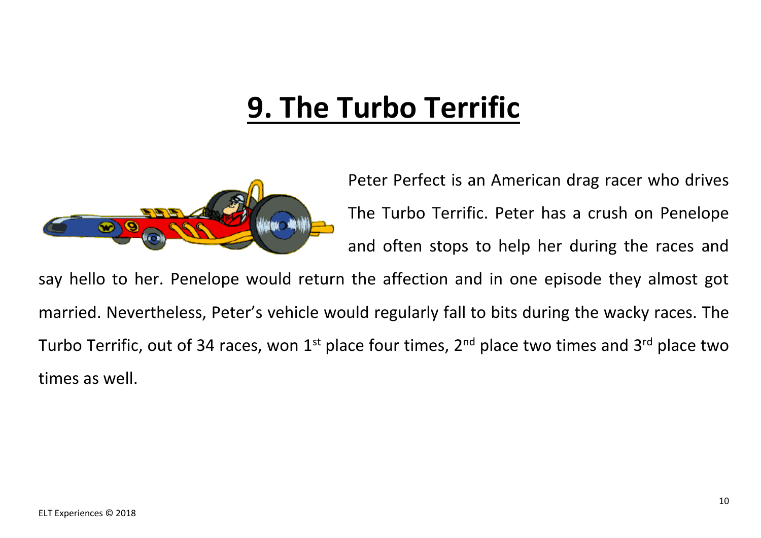# 9. The Turbo Terrific

Peter Perfect is an American drag racer who drives The Turbo Terrific. Peter has a crush on Penelope and often stops to help her during the races and say hello to her. Penelope would return the affection and in one episode they almost got married. Nevertheless, Peter's vehicle would regularly fall to bits during the wacky races. The Turbo Terrific, out of 34 races, won 1st place four times, 2nd place two times and 3rd place two times as well.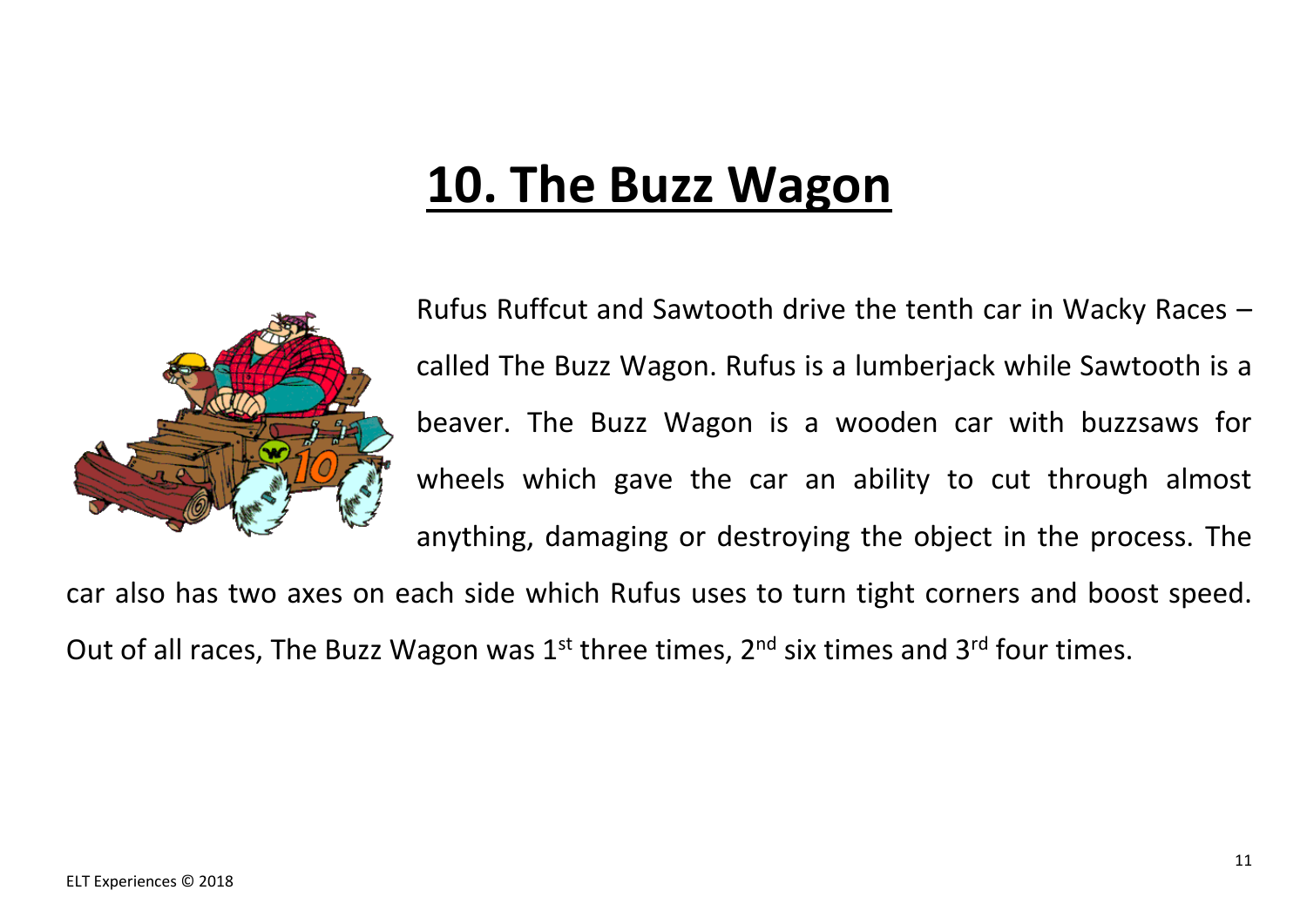# 10. The Buzz Wagon

Rufus Ruffcut and Sawtooth drive the tenth car in Wacky Races – called The Buzz Wagon. Rufus is a lumberjack while Sawtooth is a beaver. The Buzz Wagon is a wooden car with buzzsaws for wheels which gave the car an ability to cut through almost anything, damaging or destroying the object in the process. The car also has two axes on each side which Rufus uses to turn tight corners and boost speed. Out of all races, The Buzz Wagon was 1st three times, 2nd six times and 3rd four times.

ELT Experiences © 2018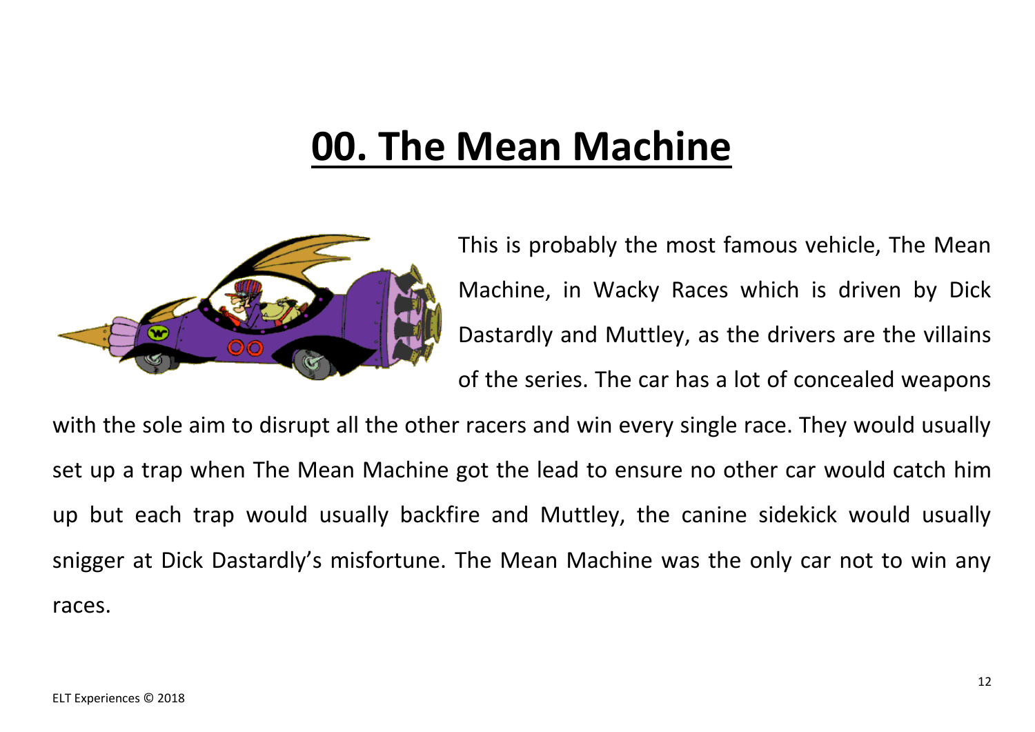# 00. The Mean Machine

This is probably the most famous vehicle, The Mean Machine, in Wacky Races which is driven by Dick Dastardly and Muttley, as the drivers are the villains of the series. The car has a lot of concealed weapons with the sole aim to disrupt all the other racers and win every single race. They would usually set up a trap when The Mean Machine got the lead to ensure no other car would catch him up but each trap would usually backfire and Muttley, the canine sidekick would usually snigger at Dick Dastardly's misfortune. The Mean Machine was the only car not to win any races.

ELT Experiences © 2018